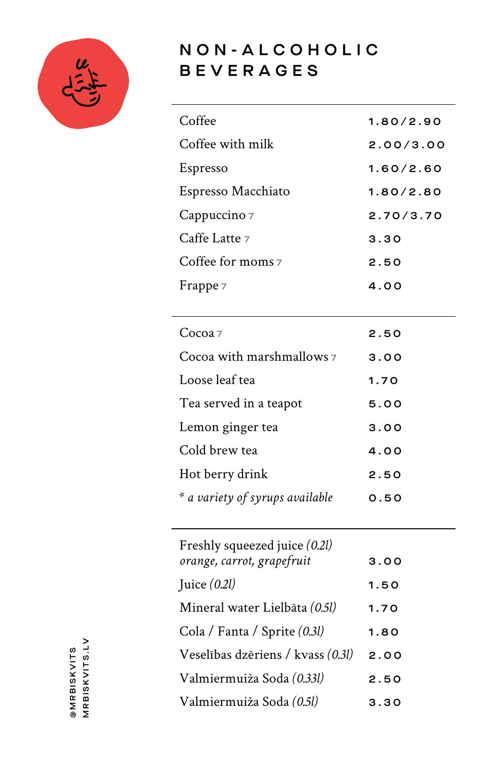# NON-ALCOHOLIC BEVERAGES

| | |
|---|---|
| Coffee | 1.80/2.90 |
| Coffee with milk | 2.00/3.00 |
| Espresso | 1.60/2.60 |
| Espresso Macchiato | 1.80/2.80 |
| Cappuccino 7 | 2.70/3.70 |
| Caffe Latte 7 | 3.30 |
| Coffee for moms 7 | 2.50 |
| Frappe 7 | 4.00 |

| | |
|---|---|
| Cocoa 7 | 2.50 |
| Cocoa with marshmallows 7 | 3.00 |
| Loose leaf tea | 1.70 |
| Tea served in a teapot | 5.00 |
| Lemon ginger tea | 3.00 |
| Cold brew tea | 4.00 |
| Hot berry drink | 2.50 |
| * *a variety of syrups available* | 0.50 |

| | |
|---|---|
| Freshly squeezed juice *(0.2l)* *orange, carrot, grapefruit* | 3.00 |
| Juice *(0.2l)* | 1.50 |
| Mineral water Lielbāta *(0.5l)* | 1.70 |
| Cola / Fanta / Sprite *(0.3l)* | 1.80 |
| Veselības dzēriens / kvass *(0.3l)* | 2.00 |
| Valmiermuiža Soda *(0.33l)* | 2.50 |
| Valmiermuiža Soda *(0.5l)* | 3.30 |

@MRBISKVITS
MRBISKVITS.LV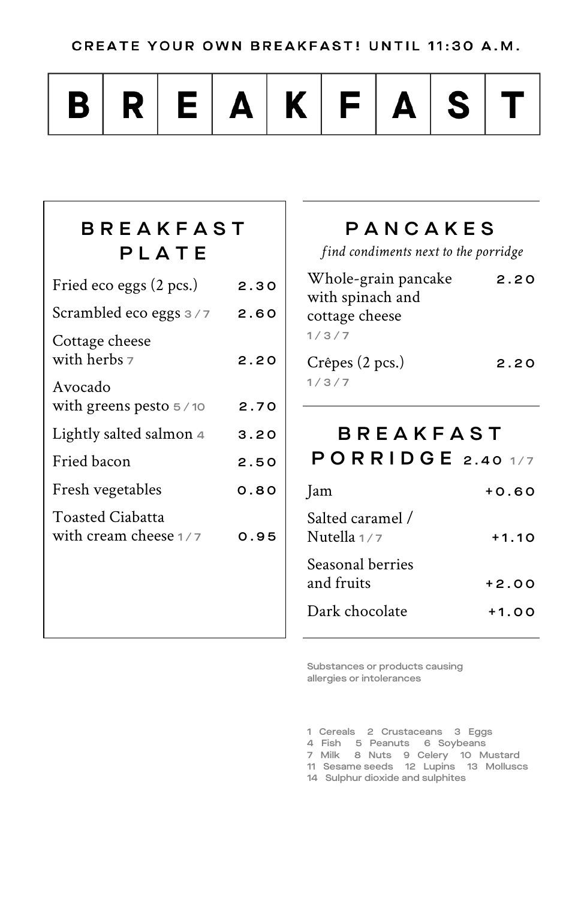CREATE YOUR OWN BREAKFAST! UNTIL 11:30 A.M.

# BREAKFAST

## BREAKFAST PLATE

| | |
|---|---|
| Fried eco eggs (2 pcs.) | 2.30 |
| Scrambled eco eggs 3 / 7 | 2.60 |
| Cottage cheese with herbs 7 | 2.20 |
| Avocado with greens pesto 5 / 10 | 2.70 |
| Lightly salted salmon 4 | 3.20 |
| Fried bacon | 2.50 |
| Fresh vegetables | 0.80 |
| Toasted Ciabatta with cream cheese 1 / 7 | 0.95 |

## PANCAKES

*find condiments next to the porridge*

| | |
|---|---|
| Whole-grain pancake with spinach and cottage cheese 1 / 3 / 7 | 2.20 |
| Crêpes (2 pcs.) 1 / 3 / 7 | 2.20 |

## BREAKFAST PORRIDGE 2.40 1 / 7

| | |
|---|---|
| Jam | +0.60 |
| Salted caramel / Nutella 1 / 7 | +1.10 |
| Seasonal berries and fruits | +2.00 |
| Dark chocolate | +1.00 |

Substances or products causing allergies or intolerances

1 Cereals 2 Crustaceans 3 Eggs
4 Fish 5 Peanuts 6 Soybeans
7 Milk 8 Nuts 9 Celery 10 Mustard
11 Sesame seeds 12 Lupins 13 Molluscs
14 Sulphur dioxide and sulphites